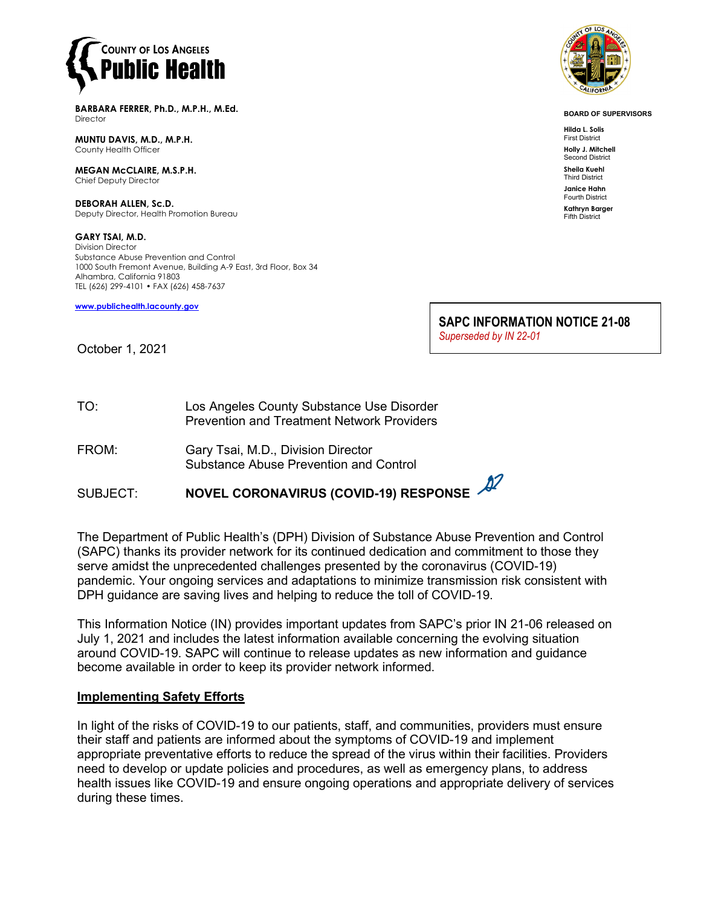COUNTY OF LOS ANGELES
**Public Health**

**BARBARA FERRER, Ph.D., M.P.H., M.Ed.**
Director

**MUNTU DAVIS, M.D., M.P.H.**
County Health Officer

**MEGAN McCLAIRE, M.S.P.H.**
Chief Deputy Director

**DEBORAH ALLEN, Sc.D.**
Deputy Director, Health Promotion Bureau

**GARY TSAI, M.D.**
Division Director
Substance Abuse Prevention and Control
1000 South Fremont Avenue, Building A-9 East, 3rd Floor, Box 34
Alhambra, California 91803
TEL (626) 299-4101 • FAX (626) 458-7637

www.publichealth.lacounty.gov

**BOARD OF SUPERVISORS**

**Hilda L. Solis**
First District

**Holly J. Mitchell**
Second District

**Sheila Kuehl**
Third District

**Janice Hahn**
Fourth District

**Kathryn Barger**
Fifth District

**SAPC INFORMATION NOTICE 21-08**
*Superseded by IN 22-01*

October 1, 2021

TO: Los Angeles County Substance Use Disorder Prevention and Treatment Network Providers

FROM: Gary Tsai, M.D., Division Director
Substance Abuse Prevention and Control

SUBJECT: **NOVEL CORONAVIRUS (COVID-19) RESPONSE**

The Department of Public Health's (DPH) Division of Substance Abuse Prevention and Control (SAPC) thanks its provider network for its continued dedication and commitment to those they serve amidst the unprecedented challenges presented by the coronavirus (COVID-19) pandemic. Your ongoing services and adaptations to minimize transmission risk consistent with DPH guidance are saving lives and helping to reduce the toll of COVID-19.

This Information Notice (IN) provides important updates from SAPC's prior IN 21-06 released on July 1, 2021 and includes the latest information available concerning the evolving situation around COVID-19. SAPC will continue to release updates as new information and guidance become available in order to keep its provider network informed.

## Implementing Safety Efforts

In light of the risks of COVID-19 to our patients, staff, and communities, providers must ensure their staff and patients are informed about the symptoms of COVID-19 and implement appropriate preventative efforts to reduce the spread of the virus within their facilities. Providers need to develop or update policies and procedures, as well as emergency plans, to address health issues like COVID-19 and ensure ongoing operations and appropriate delivery of services during these times.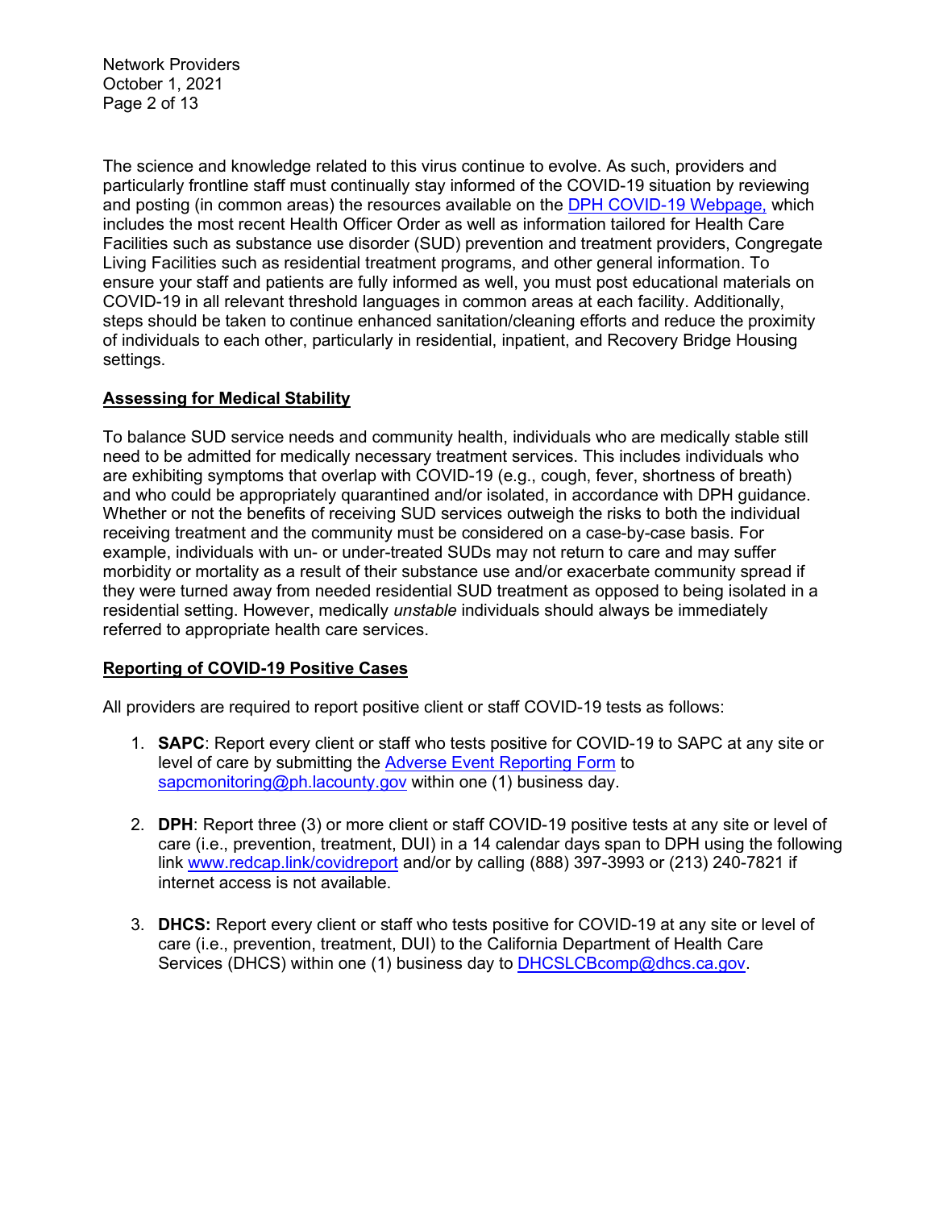The science and knowledge related to this virus continue to evolve. As such, providers and particularly frontline staff must continually stay informed of the COVID-19 situation by reviewing and posting (in common areas) the resources available on the [DPH COVID-19 Webpage,](#) which includes the most recent Health Officer Order as well as information tailored for Health Care Facilities such as substance use disorder (SUD) prevention and treatment providers, Congregate Living Facilities such as residential treatment programs, and other general information. To ensure your staff and patients are fully informed as well, you must post educational materials on COVID-19 in all relevant threshold languages in common areas at each facility. Additionally, steps should be taken to continue enhanced sanitation/cleaning efforts and reduce the proximity of individuals to each other, particularly in residential, inpatient, and Recovery Bridge Housing settings.

## Assessing for Medical Stability

To balance SUD service needs and community health, individuals who are medically stable still need to be admitted for medically necessary treatment services. This includes individuals who are exhibiting symptoms that overlap with COVID-19 (e.g., cough, fever, shortness of breath) and who could be appropriately quarantined and/or isolated, in accordance with DPH guidance. Whether or not the benefits of receiving SUD services outweigh the risks to both the individual receiving treatment and the community must be considered on a case-by-case basis. For example, individuals with un- or under-treated SUDs may not return to care and may suffer morbidity or mortality as a result of their substance use and/or exacerbate community spread if they were turned away from needed residential SUD treatment as opposed to being isolated in a residential setting. However, medically *unstable* individuals should always be immediately referred to appropriate health care services.

## Reporting of COVID-19 Positive Cases

All providers are required to report positive client or staff COVID-19 tests as follows:

1. **SAPC**: Report every client or staff who tests positive for COVID-19 to SAPC at any site or level of care by submitting the Adverse Event Reporting Form to sapcmonitoring@ph.lacounty.gov within one (1) business day.

2. **DPH**: Report three (3) or more client or staff COVID-19 positive tests at any site or level of care (i.e., prevention, treatment, DUI) in a 14 calendar days span to DPH using the following link www.redcap.link/covidreport and/or by calling (888) 397-3993 or (213) 240-7821 if internet access is not available.

3. **DHCS:** Report every client or staff who tests positive for COVID-19 at any site or level of care (i.e., prevention, treatment, DUI) to the California Department of Health Care Services (DHCS) within one (1) business day to DHCSLCBcomp@dhcs.ca.gov.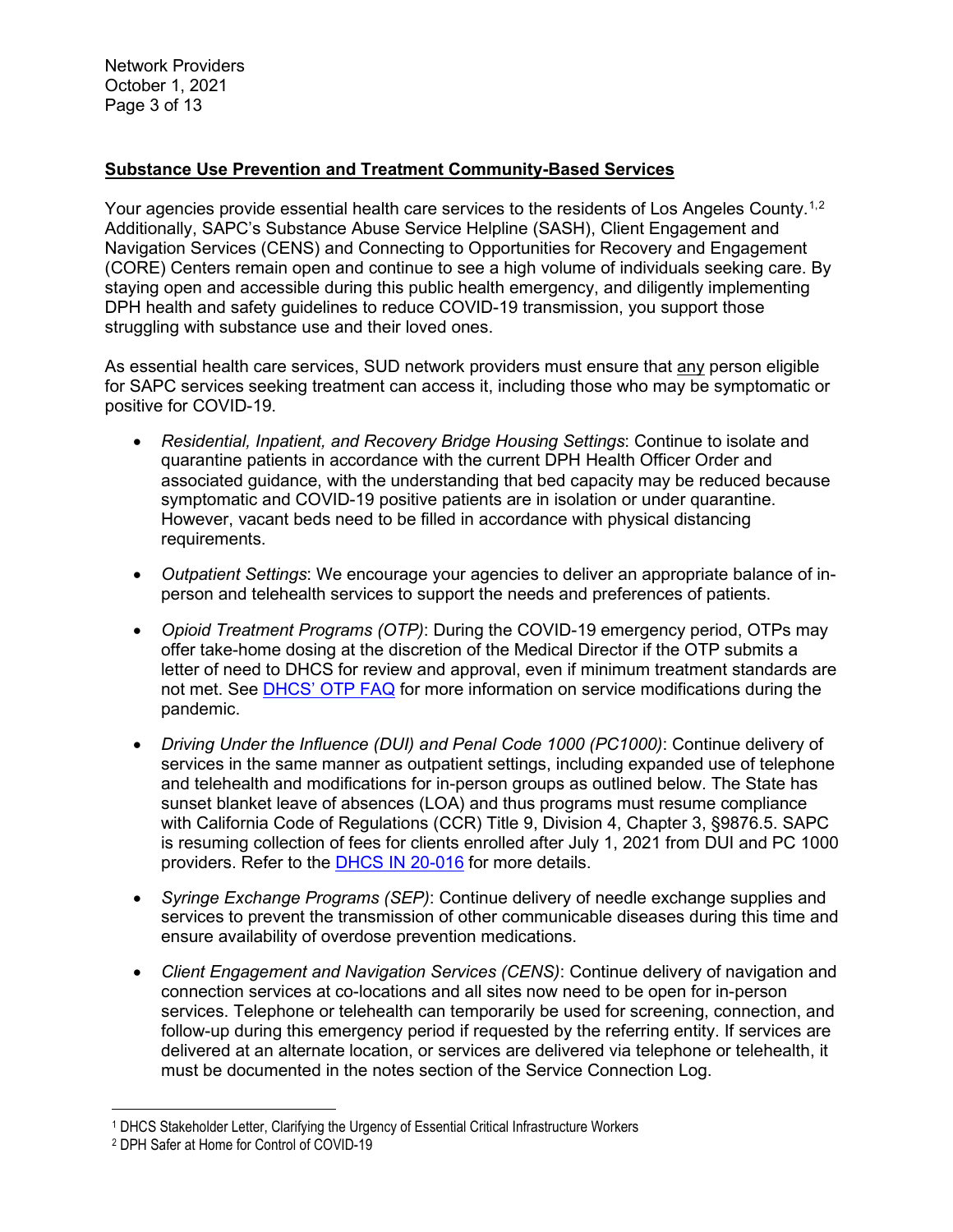**Substance Use Prevention and Treatment Community-Based Services**

Your agencies provide essential health care services to the residents of Los Angeles County.[1,2] Additionally, SAPC's Substance Abuse Service Helpline (SASH), Client Engagement and Navigation Services (CENS) and Connecting to Opportunities for Recovery and Engagement (CORE) Centers remain open and continue to see a high volume of individuals seeking care. By staying open and accessible during this public health emergency, and diligently implementing DPH health and safety guidelines to reduce COVID-19 transmission, you support those struggling with substance use and their loved ones.

As essential health care services, SUD network providers must ensure that <u>any</u> person eligible for SAPC services seeking treatment can access it, including those who may be symptomatic or positive for COVID-19.

- *Residential, Inpatient, and Recovery Bridge Housing Settings*: Continue to isolate and quarantine patients in accordance with the current DPH Health Officer Order and associated guidance, with the understanding that bed capacity may be reduced because symptomatic and COVID-19 positive patients are in isolation or under quarantine. However, vacant beds need to be filled in accordance with physical distancing requirements.
- *Outpatient Settings*: We encourage your agencies to deliver an appropriate balance of in-person and telehealth services to support the needs and preferences of patients.
- *Opioid Treatment Programs (OTP)*: During the COVID-19 emergency period, OTPs may offer take-home dosing at the discretion of the Medical Director if the OTP submits a letter of need to DHCS for review and approval, even if minimum treatment standards are not met. See DHCS' OTP FAQ for more information on service modifications during the pandemic.
- *Driving Under the Influence (DUI) and Penal Code 1000 (PC1000)*: Continue delivery of services in the same manner as outpatient settings, including expanded use of telephone and telehealth and modifications for in-person groups as outlined below. The State has sunset blanket leave of absences (LOA) and thus programs must resume compliance with California Code of Regulations (CCR) Title 9, Division 4, Chapter 3, §9876.5. SAPC is resuming collection of fees for clients enrolled after July 1, 2021 from DUI and PC 1000 providers. Refer to the DHCS IN 20-016 for more details.
- *Syringe Exchange Programs (SEP)*: Continue delivery of needle exchange supplies and services to prevent the transmission of other communicable diseases during this time and ensure availability of overdose prevention medications.
- *Client Engagement and Navigation Services (CENS)*: Continue delivery of navigation and connection services at co-locations and all sites now need to be open for in-person services. Telephone or telehealth can temporarily be used for screening, connection, and follow-up during this emergency period if requested by the referring entity. If services are delivered at an alternate location, or services are delivered via telephone or telehealth, it must be documented in the notes section of the Service Connection Log.

---

[1] DHCS Stakeholder Letter, Clarifying the Urgency of Essential Critical Infrastructure Workers

[2] DPH Safer at Home for Control of COVID-19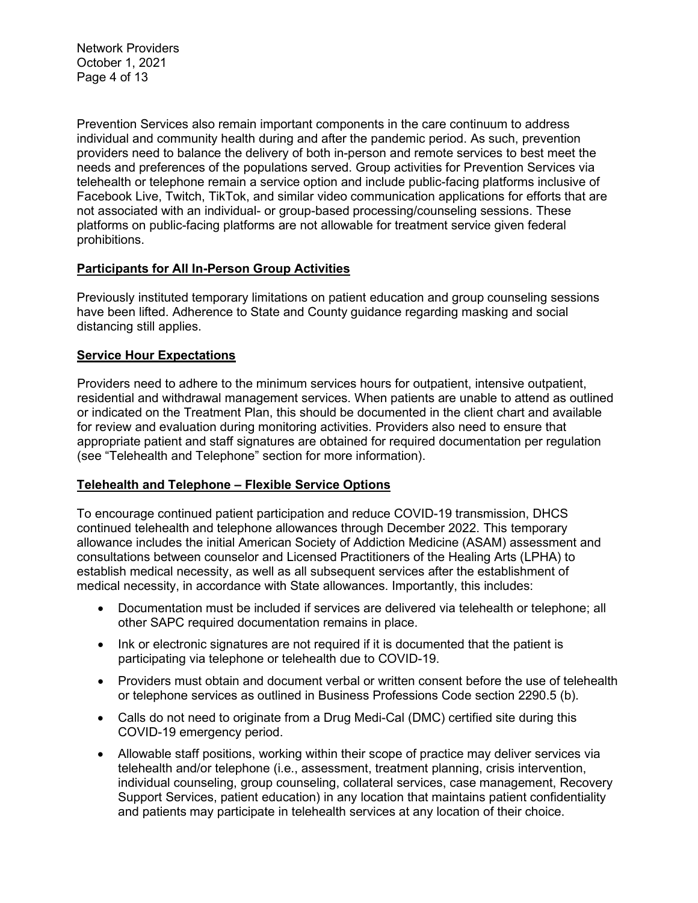Prevention Services also remain important components in the care continuum to address individual and community health during and after the pandemic period. As such, prevention providers need to balance the delivery of both in-person and remote services to best meet the needs and preferences of the populations served. Group activities for Prevention Services via telehealth or telephone remain a service option and include public-facing platforms inclusive of Facebook Live, Twitch, TikTok, and similar video communication applications for efforts that are not associated with an individual- or group-based processing/counseling sessions. These platforms on public-facing platforms are not allowable for treatment service given federal prohibitions.

## Participants for All In-Person Group Activities

Previously instituted temporary limitations on patient education and group counseling sessions have been lifted. Adherence to State and County guidance regarding masking and social distancing still applies.

## Service Hour Expectations

Providers need to adhere to the minimum services hours for outpatient, intensive outpatient, residential and withdrawal management services. When patients are unable to attend as outlined or indicated on the Treatment Plan, this should be documented in the client chart and available for review and evaluation during monitoring activities. Providers also need to ensure that appropriate patient and staff signatures are obtained for required documentation per regulation (see "Telehealth and Telephone" section for more information).

## Telehealth and Telephone – Flexible Service Options

To encourage continued patient participation and reduce COVID-19 transmission, DHCS continued telehealth and telephone allowances through December 2022. This temporary allowance includes the initial American Society of Addiction Medicine (ASAM) assessment and consultations between counselor and Licensed Practitioners of the Healing Arts (LPHA) to establish medical necessity, as well as all subsequent services after the establishment of medical necessity, in accordance with State allowances. Importantly, this includes:

- Documentation must be included if services are delivered via telehealth or telephone; all other SAPC required documentation remains in place.
- Ink or electronic signatures are not required if it is documented that the patient is participating via telephone or telehealth due to COVID-19.
- Providers must obtain and document verbal or written consent before the use of telehealth or telephone services as outlined in Business Professions Code section 2290.5 (b).
- Calls do not need to originate from a Drug Medi-Cal (DMC) certified site during this COVID-19 emergency period.
- Allowable staff positions, working within their scope of practice may deliver services via telehealth and/or telephone (i.e., assessment, treatment planning, crisis intervention, individual counseling, group counseling, collateral services, case management, Recovery Support Services, patient education) in any location that maintains patient confidentiality and patients may participate in telehealth services at any location of their choice.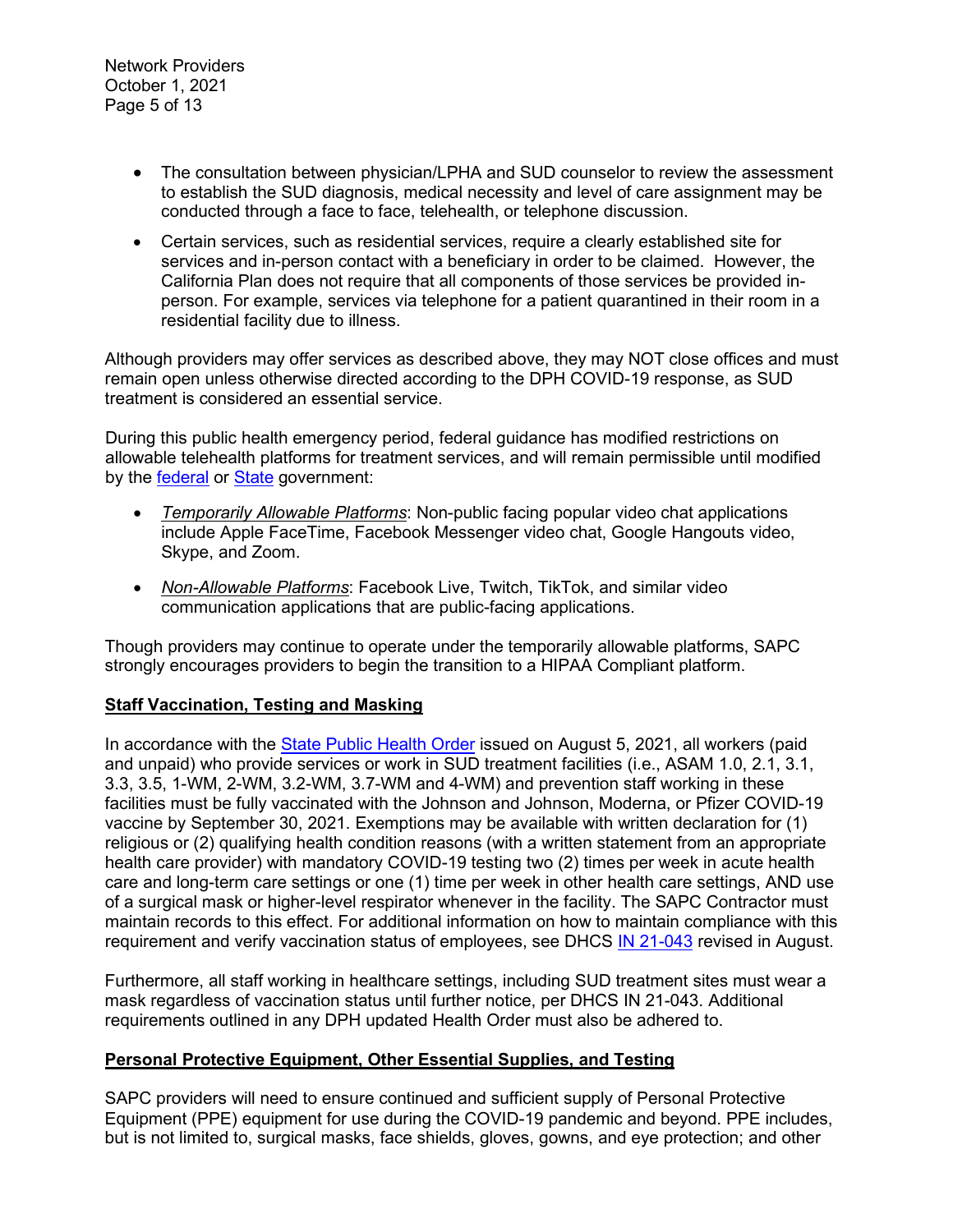- The consultation between physician/LPHA and SUD counselor to review the assessment to establish the SUD diagnosis, medical necessity and level of care assignment may be conducted through a face to face, telehealth, or telephone discussion.
- Certain services, such as residential services, require a clearly established site for services and in-person contact with a beneficiary in order to be claimed. However, the California Plan does not require that all components of those services be provided in-person. For example, services via telephone for a patient quarantined in their room in a residential facility due to illness.

Although providers may offer services as described above, they may NOT close offices and must remain open unless otherwise directed according to the DPH COVID-19 response, as SUD treatment is considered an essential service.

During this public health emergency period, federal guidance has modified restrictions on allowable telehealth platforms for treatment services, and will remain permissible until modified by the federal or State government:

- *Temporarily Allowable Platforms*: Non-public facing popular video chat applications include Apple FaceTime, Facebook Messenger video chat, Google Hangouts video, Skype, and Zoom.
- *Non-Allowable Platforms*: Facebook Live, Twitch, TikTok, and similar video communication applications that are public-facing applications.

Though providers may continue to operate under the temporarily allowable platforms, SAPC strongly encourages providers to begin the transition to a HIPAA Compliant platform.

**Staff Vaccination, Testing and Masking**

In accordance with the State Public Health Order issued on August 5, 2021, all workers (paid and unpaid) who provide services or work in SUD treatment facilities (i.e., ASAM 1.0, 2.1, 3.1, 3.3, 3.5, 1-WM, 2-WM, 3.2-WM, 3.7-WM and 4-WM) and prevention staff working in these facilities must be fully vaccinated with the Johnson and Johnson, Moderna, or Pfizer COVID-19 vaccine by September 30, 2021. Exemptions may be available with written declaration for (1) religious or (2) qualifying health condition reasons (with a written statement from an appropriate health care provider) with mandatory COVID-19 testing two (2) times per week in acute health care and long-term care settings or one (1) time per week in other health care settings, AND use of a surgical mask or higher-level respirator whenever in the facility. The SAPC Contractor must maintain records to this effect. For additional information on how to maintain compliance with this requirement and verify vaccination status of employees, see DHCS IN 21-043 revised in August.

Furthermore, all staff working in healthcare settings, including SUD treatment sites must wear a mask regardless of vaccination status until further notice, per DHCS IN 21-043. Additional requirements outlined in any DPH updated Health Order must also be adhered to.

**Personal Protective Equipment, Other Essential Supplies, and Testing**

SAPC providers will need to ensure continued and sufficient supply of Personal Protective Equipment (PPE) equipment for use during the COVID-19 pandemic and beyond. PPE includes, but is not limited to, surgical masks, face shields, gloves, gowns, and eye protection; and other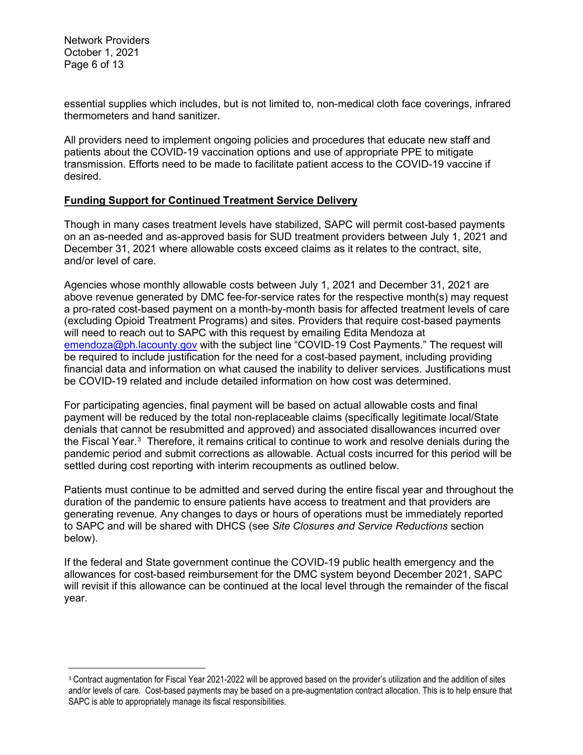essential supplies which includes, but is not limited to, non-medical cloth face coverings, infrared thermometers and hand sanitizer.

All providers need to implement ongoing policies and procedures that educate new staff and patients about the COVID-19 vaccination options and use of appropriate PPE to mitigate transmission. Efforts need to be made to facilitate patient access to the COVID-19 vaccine if desired.

## Funding Support for Continued Treatment Service Delivery

Though in many cases treatment levels have stabilized, SAPC will permit cost-based payments on an as-needed and as-approved basis for SUD treatment providers between July 1, 2021 and December 31, 2021 where allowable costs exceed claims as it relates to the contract, site, and/or level of care.

Agencies whose monthly allowable costs between July 1, 2021 and December 31, 2021 are above revenue generated by DMC fee-for-service rates for the respective month(s) may request a pro-rated cost-based payment on a month-by-month basis for affected treatment levels of care (excluding Opioid Treatment Programs) and sites. Providers that require cost-based payments will need to reach out to SAPC with this request by emailing Edita Mendoza at emendoza@ph.lacounty.gov with the subject line "COVID-19 Cost Payments." The request will be required to include justification for the need for a cost-based payment, including providing financial data and information on what caused the inability to deliver services. Justifications must be COVID-19 related and include detailed information on how cost was determined.

For participating agencies, final payment will be based on actual allowable costs and final payment will be reduced by the total non-replaceable claims (specifically legitimate local/State denials that cannot be resubmitted and approved) and associated disallowances incurred over the Fiscal Year.[3] Therefore, it remains critical to continue to work and resolve denials during the pandemic period and submit corrections as allowable. Actual costs incurred for this period will be settled during cost reporting with interim recoupments as outlined below.

Patients must continue to be admitted and served during the entire fiscal year and throughout the duration of the pandemic to ensure patients have access to treatment and that providers are generating revenue. Any changes to days or hours of operations must be immediately reported to SAPC and will be shared with DHCS (see *Site Closures and Service Reductions* section below).

If the federal and State government continue the COVID-19 public health emergency and the allowances for cost-based reimbursement for the DMC system beyond December 2021, SAPC will revisit if this allowance can be continued at the local level through the remainder of the fiscal year.

---

[3] Contract augmentation for Fiscal Year 2021-2022 will be approved based on the provider's utilization and the addition of sites and/or levels of care. Cost-based payments may be based on a pre-augmentation contract allocation. This is to help ensure that SAPC is able to appropriately manage its fiscal responsibilities.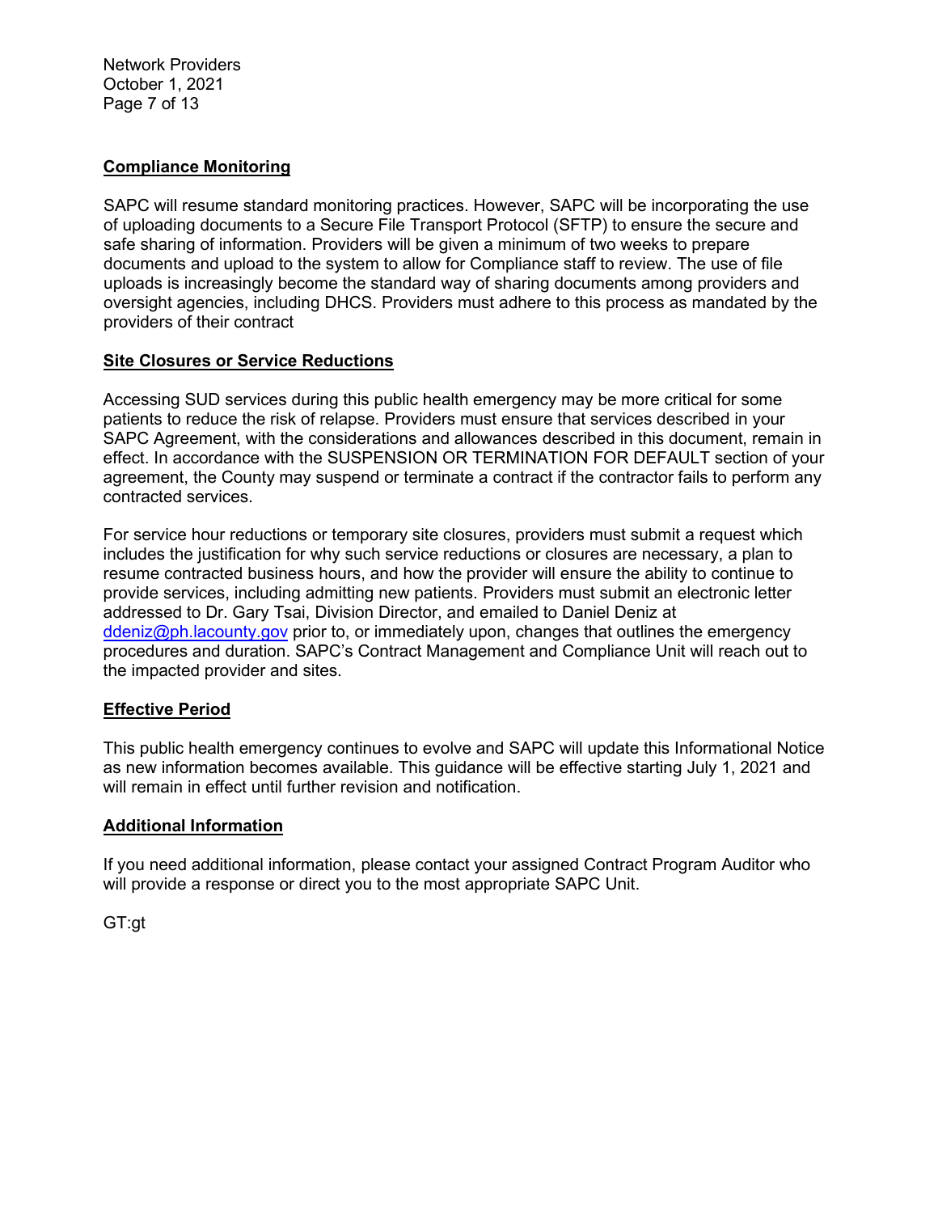## Compliance Monitoring

SAPC will resume standard monitoring practices. However, SAPC will be incorporating the use of uploading documents to a Secure File Transport Protocol (SFTP) to ensure the secure and safe sharing of information. Providers will be given a minimum of two weeks to prepare documents and upload to the system to allow for Compliance staff to review. The use of file uploads is increasingly become the standard way of sharing documents among providers and oversight agencies, including DHCS. Providers must adhere to this process as mandated by the providers of their contract

## Site Closures or Service Reductions

Accessing SUD services during this public health emergency may be more critical for some patients to reduce the risk of relapse. Providers must ensure that services described in your SAPC Agreement, with the considerations and allowances described in this document, remain in effect. In accordance with the SUSPENSION OR TERMINATION FOR DEFAULT section of your agreement, the County may suspend or terminate a contract if the contractor fails to perform any contracted services.

For service hour reductions or temporary site closures, providers must submit a request which includes the justification for why such service reductions or closures are necessary, a plan to resume contracted business hours, and how the provider will ensure the ability to continue to provide services, including admitting new patients. Providers must submit an electronic letter addressed to Dr. Gary Tsai, Division Director, and emailed to Daniel Deniz at [ddeniz@ph.lacounty.gov](mailto:ddeniz@ph.lacounty.gov) prior to, or immediately upon, changes that outlines the emergency procedures and duration. SAPC's Contract Management and Compliance Unit will reach out to the impacted provider and sites.

## Effective Period

This public health emergency continues to evolve and SAPC will update this Informational Notice as new information becomes available. This guidance will be effective starting July 1, 2021 and will remain in effect until further revision and notification.

## Additional Information

If you need additional information, please contact your assigned Contract Program Auditor who will provide a response or direct you to the most appropriate SAPC Unit.

GT:gt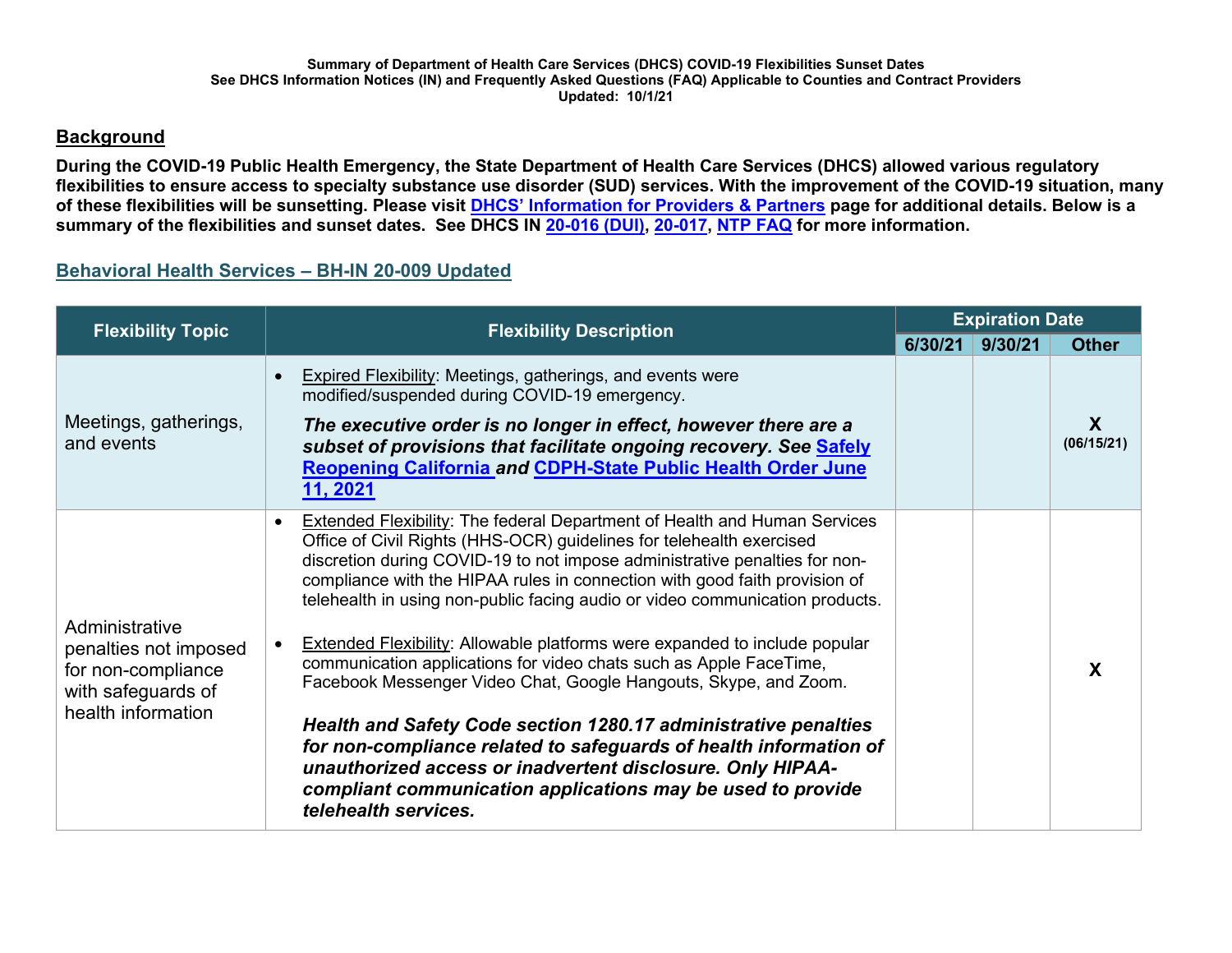**Summary of Department of Health Care Services (DHCS) COVID-19 Flexibilities Sunset Dates**
**See DHCS Information Notices (IN) and Frequently Asked Questions (FAQ) Applicable to Counties and Contract Providers**
**Updated: 10/1/21**

## Background

**During the COVID-19 Public Health Emergency, the State Department of Health Care Services (DHCS) allowed various regulatory flexibilities to ensure access to specialty substance use disorder (SUD) services. With the improvement of the COVID-19 situation, many of these flexibilities will be sunsetting. Please visit [DHCS' Information for Providers & Partners]() page for additional details. Below is a summary of the flexibilities and sunset dates. See DHCS IN [20-016 (DUI)](), [20-017](), [NTP FAQ]() for more information.**

### [Behavioral Health Services – BH-IN 20-009 Updated]()

| Flexibility Topic | Flexibility Description | Expiration Date | | |
|---|---|---|---|---|
| | | 6/30/21 | 9/30/21 | Other |
| Meetings, gatherings, and events | • Expired Flexibility: Meetings, gatherings, and events were modified/suspended during COVID-19 emergency.<br><br>***The executive order is no longer in effect, however there are a subset of provisions that facilitate ongoing recovery. See [Safely Reopening California]() and [CDPH-State Public Health Order June 11, 2021]()*** | | | **X** (06/15/21) |
| Administrative penalties not imposed for non-compliance with safeguards of health information | • Extended Flexibility: The federal Department of Health and Human Services Office of Civil Rights (HHS-OCR) guidelines for telehealth exercised discretion during COVID-19 to not impose administrative penalties for non-compliance with the HIPAA rules in connection with good faith provision of telehealth in using non-public facing audio or video communication products.<br><br>• Extended Flexibility: Allowable platforms were expanded to include popular communication applications for video chats such as Apple FaceTime, Facebook Messenger Video Chat, Google Hangouts, Skype, and Zoom.<br><br>***Health and Safety Code section 1280.17 administrative penalties for non-compliance related to safeguards of health information of unauthorized access or inadvertent disclosure. Only HIPAA-compliant communication applications may be used to provide telehealth services.*** | | | **X** |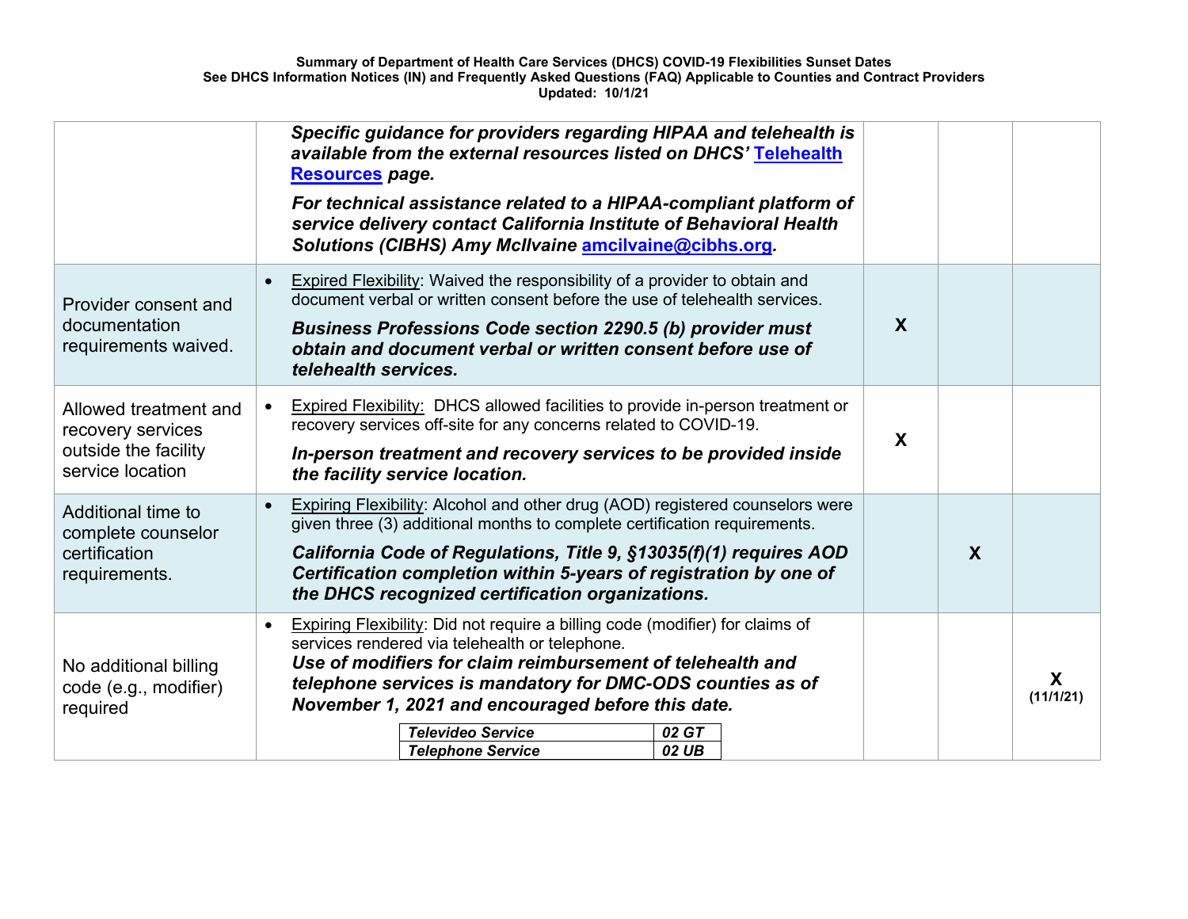**Summary of Department of Health Care Services (DHCS) COVID-19 Flexibilities Sunset Dates**
**See DHCS Information Notices (IN) and Frequently Asked Questions (FAQ) Applicable to Counties and Contract Providers**
**Updated: 10/1/21**

| | | | | |
|---|---|---|---|---|
| | ***Specific guidance for providers regarding HIPAA and telehealth is available from the external resources listed on DHCS' Telehealth Resources page.*** <br><br> ***For technical assistance related to a HIPAA-compliant platform of service delivery contact California Institute of Behavioral Health Solutions (CIBHS) Amy McIlvaine amcilvaine@cibhs.org.*** | | | |
| Provider consent and documentation requirements waived. | • Expired Flexibility: Waived the responsibility of a provider to obtain and document verbal or written consent before the use of telehealth services. <br><br> ***Business Professions Code section 2290.5 (b) provider must obtain and document verbal or written consent before use of telehealth services.*** | **X** | | |
| Allowed treatment and recovery services outside the facility service location | • Expired Flexibility: DHCS allowed facilities to provide in-person treatment or recovery services off-site for any concerns related to COVID-19. <br><br> ***In-person treatment and recovery services to be provided inside the facility service location.*** | **X** | | |
| Additional time to complete counselor certification requirements. | • Expiring Flexibility: Alcohol and other drug (AOD) registered counselors were given three (3) additional months to complete certification requirements. <br><br> ***California Code of Regulations, Title 9, §13035(f)(1) requires AOD Certification completion within 5-years of registration by one of the DHCS recognized certification organizations.*** | | **X** | |
| No additional billing code (e.g., modifier) required | • Expiring Flexibility: Did not require a billing code (modifier) for claims of services rendered via telehealth or telephone. <br> ***Use of modifiers for claim reimbursement of telehealth and telephone services is mandatory for DMC-ODS counties as of November 1, 2021 and encouraged before this date.*** <br><br> ***Televideo Service — 02 GT*** <br> ***Telephone Service — 02 UB*** | | | **X** <br> **(11/1/21)** |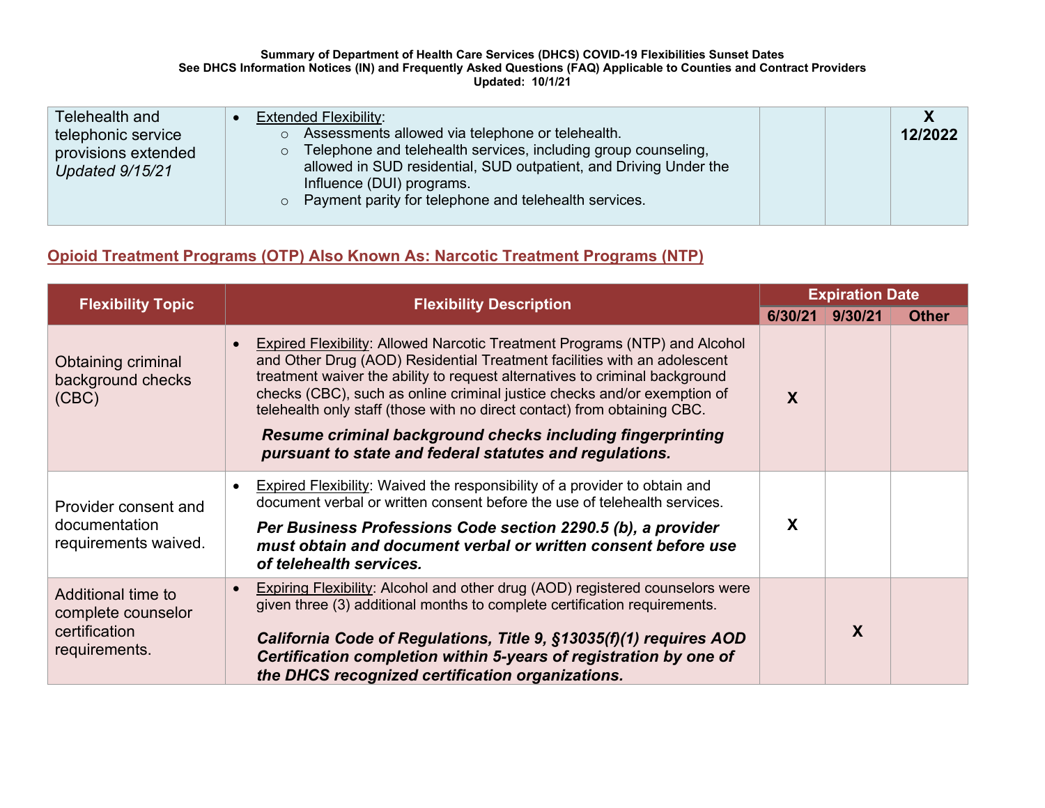**Summary of Department of Health Care Services (DHCS) COVID-19 Flexibilities Sunset Dates**
**See DHCS Information Notices (IN) and Frequently Asked Questions (FAQ) Applicable to Counties and Contract Providers**
**Updated: 10/1/21**

| | | | | |
|---|---|---|---|---|
| Telehealth and telephonic service provisions extended *Updated 9/15/21* | • Extended Flexibility:<br>○ Assessments allowed via telephone or telehealth.<br>○ Telephone and telehealth services, including group counseling, allowed in SUD residential, SUD outpatient, and Driving Under the Influence (DUI) programs.<br>○ Payment parity for telephone and telehealth services. | | | **X 12/2022** |

## Opioid Treatment Programs (OTP) Also Known As: Narcotic Treatment Programs (NTP)

| Flexibility Topic | Flexibility Description | Expiration Date | | |
|---|---|---|---|---|
| | | 6/30/21 | 9/30/21 | Other |
| Obtaining criminal background checks (CBC) | • Expired Flexibility: Allowed Narcotic Treatment Programs (NTP) and Alcohol and Other Drug (AOD) Residential Treatment facilities with an adolescent treatment waiver the ability to request alternatives to criminal background checks (CBC), such as online criminal justice checks and/or exemption of telehealth only staff (those with no direct contact) from obtaining CBC.<br>***Resume criminal background checks including fingerprinting pursuant to state and federal statutes and regulations.*** | X | | |
| Provider consent and documentation requirements waived. | • Expired Flexibility: Waived the responsibility of a provider to obtain and document verbal or written consent before the use of telehealth services.<br>***Per Business Professions Code section 2290.5 (b), a provider must obtain and document verbal or written consent before use of telehealth services.*** | X | | |
| Additional time to complete counselor certification requirements. | • Expiring Flexibility: Alcohol and other drug (AOD) registered counselors were given three (3) additional months to complete certification requirements.<br>***California Code of Regulations, Title 9, §13035(f)(1) requires AOD Certification completion within 5-years of registration by one of the DHCS recognized certification organizations.*** | | X | |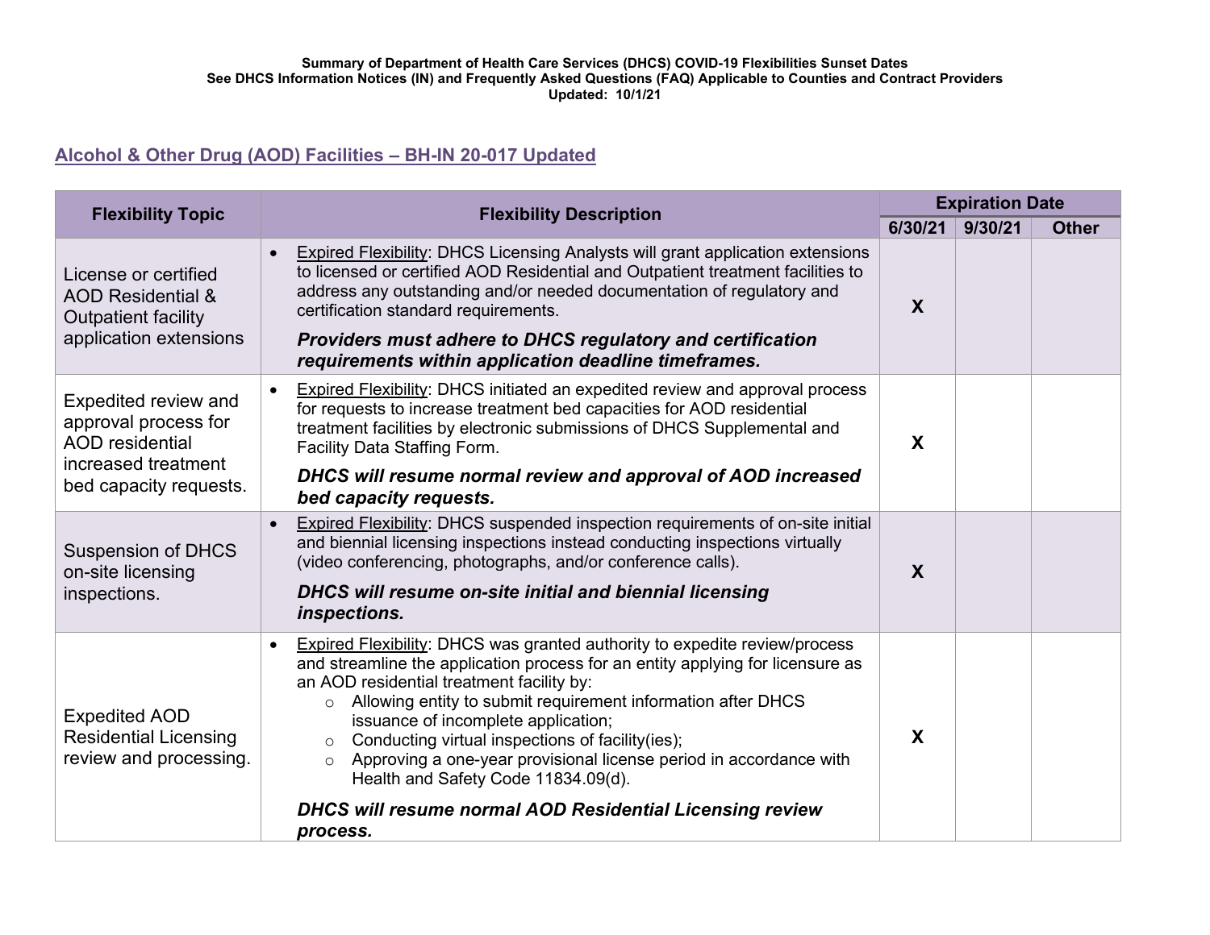**Summary of Department of Health Care Services (DHCS) COVID-19 Flexibilities Sunset Dates**
**See DHCS Information Notices (IN) and Frequently Asked Questions (FAQ) Applicable to Counties and Contract Providers**
**Updated: 10/1/21**

## Alcohol & Other Drug (AOD) Facilities – BH-IN 20-017 Updated

| Flexibility Topic | Flexibility Description | Expiration Date | | |
|---|---|---|---|---|
| | | 6/30/21 | 9/30/21 | Other |
| License or certified AOD Residential & Outpatient facility application extensions | • Expired Flexibility: DHCS Licensing Analysts will grant application extensions to licensed or certified AOD Residential and Outpatient treatment facilities to address any outstanding and/or needed documentation of regulatory and certification standard requirements.<br>***Providers must adhere to DHCS regulatory and certification requirements within application deadline timeframes.*** | X | | |
| Expedited review and approval process for AOD residential increased treatment bed capacity requests. | • Expired Flexibility: DHCS initiated an expedited review and approval process for requests to increase treatment bed capacities for AOD residential treatment facilities by electronic submissions of DHCS Supplemental and Facility Data Staffing Form.<br>***DHCS will resume normal review and approval of AOD increased bed capacity requests.*** | X | | |
| Suspension of DHCS on-site licensing inspections. | • Expired Flexibility: DHCS suspended inspection requirements of on-site initial and biennial licensing inspections instead conducting inspections virtually (video conferencing, photographs, and/or conference calls).<br>***DHCS will resume on-site initial and biennial licensing inspections.*** | X | | |
| Expedited AOD Residential Licensing review and processing. | • Expired Flexibility: DHCS was granted authority to expedite review/process and streamline the application process for an entity applying for licensure as an AOD residential treatment facility by:<br>○ Allowing entity to submit requirement information after DHCS issuance of incomplete application;<br>○ Conducting virtual inspections of facility(ies);<br>○ Approving a one-year provisional license period in accordance with Health and Safety Code 11834.09(d).<br>***DHCS will resume normal AOD Residential Licensing review process.*** | X | | |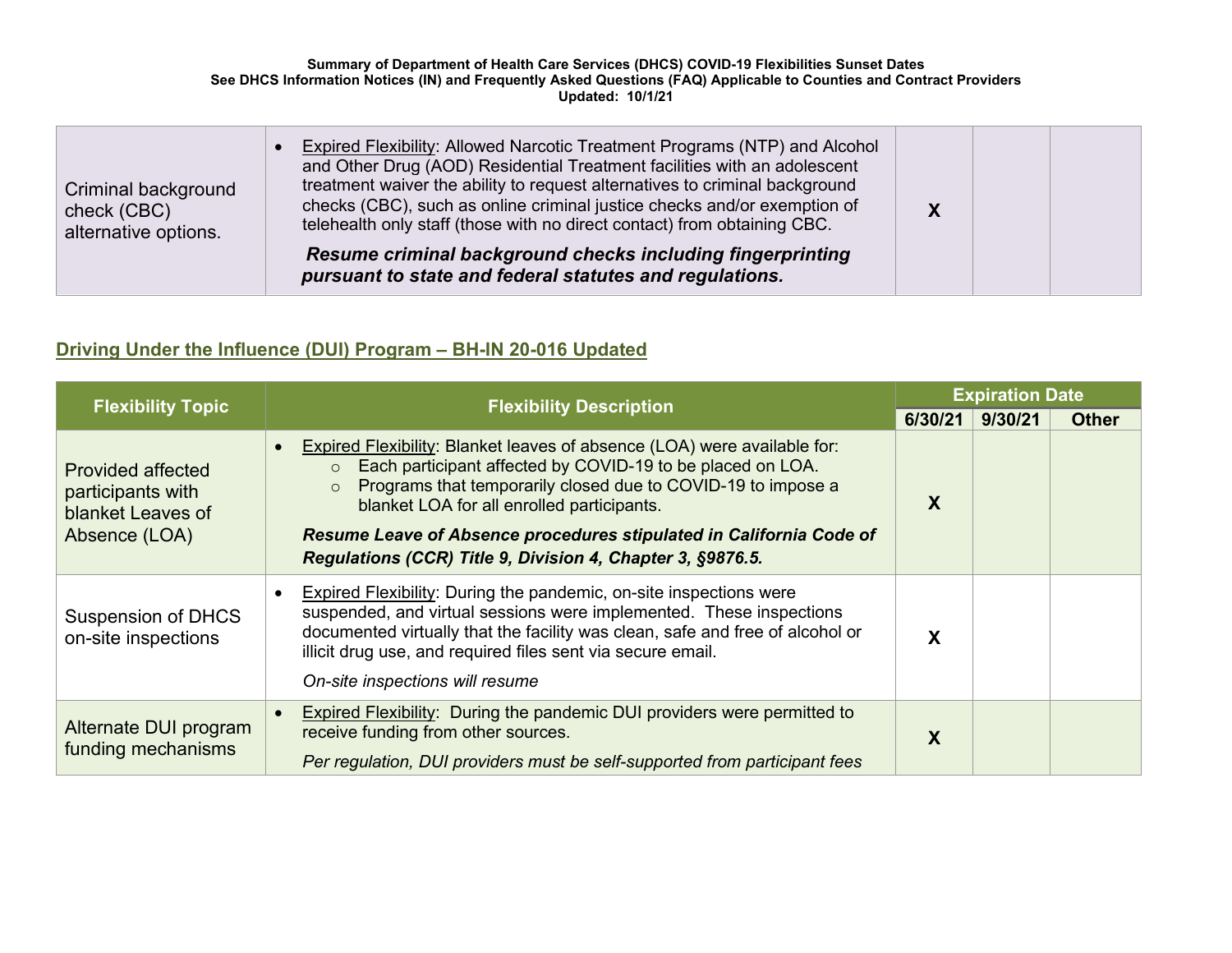| Criminal background check (CBC) alternative options. | • Expired Flexibility: Allowed Narcotic Treatment Programs (NTP) and Alcohol and Other Drug (AOD) Residential Treatment facilities with an adolescent treatment waiver the ability to request alternatives to criminal background checks (CBC), such as online criminal justice checks and/or exemption of telehealth only staff (those with no direct contact) from obtaining CBC. ***Resume criminal background checks including fingerprinting pursuant to state and federal statutes and regulations.*** | X | | |
|---|---|---|---|---|

## Driving Under the Influence (DUI) Program – BH-IN 20-016 Updated

| Flexibility Topic | Flexibility Description | Expiration Date | | |
|---|---|---|---|---|
| | | 6/30/21 | 9/30/21 | Other |
| Provided affected participants with blanket Leaves of Absence (LOA) | • Expired Flexibility: Blanket leaves of absence (LOA) were available for:<br>○ Each participant affected by COVID-19 to be placed on LOA.<br>○ Programs that temporarily closed due to COVID-19 to impose a blanket LOA for all enrolled participants.<br>***Resume Leave of Absence procedures stipulated in California Code of Regulations (CCR) Title 9, Division 4, Chapter 3, §9876.5.*** | X | | |
| Suspension of DHCS on-site inspections | • Expired Flexibility: During the pandemic, on-site inspections were suspended, and virtual sessions were implemented. These inspections documented virtually that the facility was clean, safe and free of alcohol or illicit drug use, and required files sent via secure email.<br>*On-site inspections will resume* | X | | |
| Alternate DUI program funding mechanisms | • Expired Flexibility: During the pandemic DUI providers were permitted to receive funding from other sources.<br>*Per regulation, DUI providers must be self-supported from participant fees* | X | | |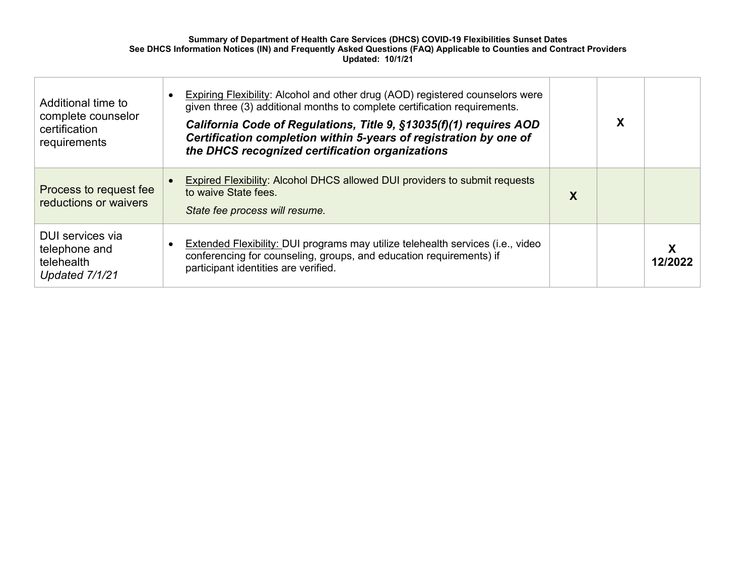| | | | | |
|---|---|---|---|---|
| Additional time to complete counselor certification requirements | • Expiring Flexibility: Alcohol and other drug (AOD) registered counselors were given three (3) additional months to complete certification requirements.<br>***California Code of Regulations, Title 9, §13035(f)(1) requires AOD Certification completion within 5-years of registration by one of the DHCS recognized certification organizations*** | | **X** | |
| Process to request fee reductions or waivers | • Expired Flexibility: Alcohol DHCS allowed DUI providers to submit requests to waive State fees.<br>*State fee process will resume.* | **X** | | |
| DUI services via telephone and telehealth *Updated 7/1/21* | • Extended Flexibility: DUI programs may utilize telehealth services (i.e., video conferencing for counseling, groups, and education requirements) if participant identities are verified. | | | **X 12/2022** |